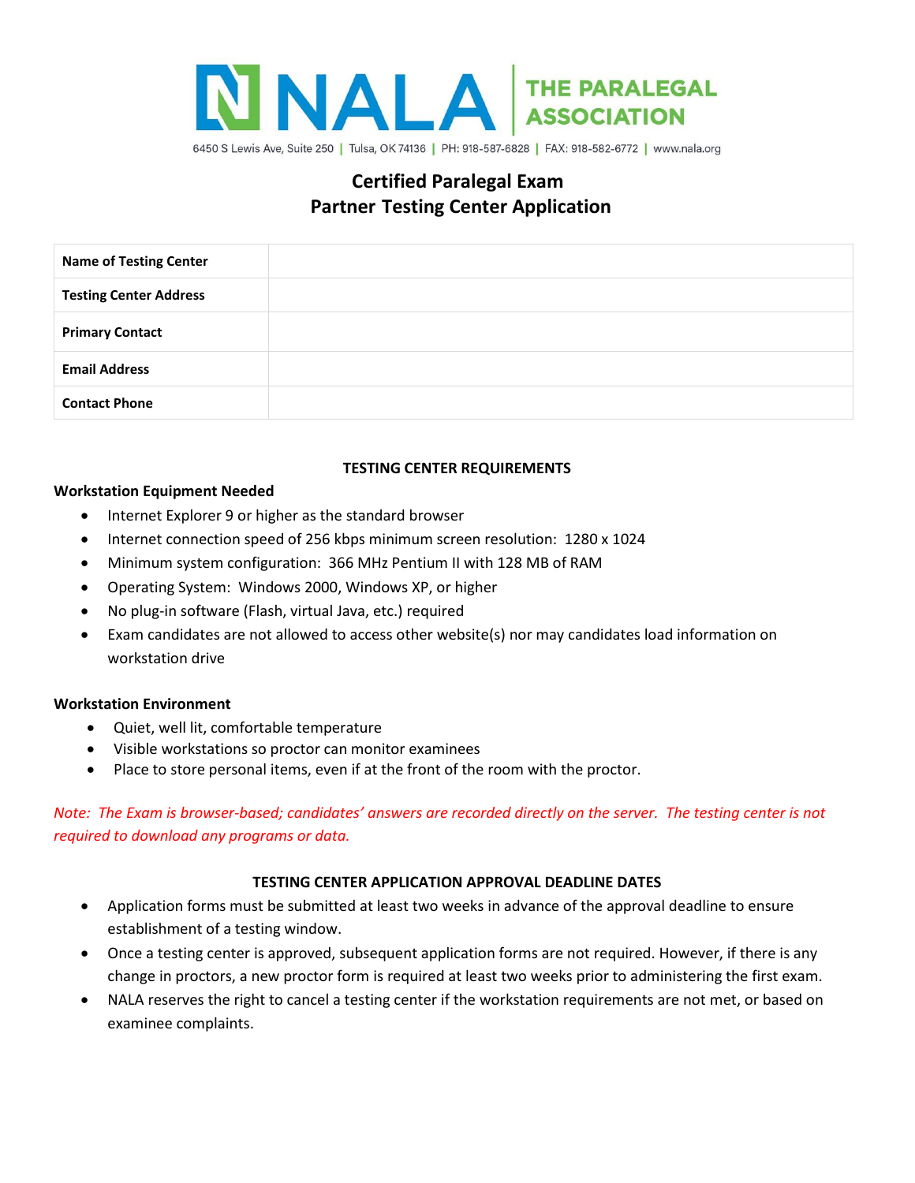NALA | THE PARALEGAL ASSOCIATION

6450 S Lewis Ave, Suite 250 | Tulsa, OK 74136 | PH: 918-587-6828 | FAX: 918-582-6772 | www.nala.org

# Certified Paralegal Exam
# Partner Testing Center Application

| | |
|---|---|
| **Name of Testing Center** | |
| **Testing Center Address** | |
| **Primary Contact** | |
| **Email Address** | |
| **Contact Phone** | |

## TESTING CENTER REQUIREMENTS

### Workstation Equipment Needed

- Internet Explorer 9 or higher as the standard browser
- Internet connection speed of 256 kbps minimum screen resolution: 1280 x 1024
- Minimum system configuration: 366 MHz Pentium II with 128 MB of RAM
- Operating System: Windows 2000, Windows XP, or higher
- No plug-in software (Flash, virtual Java, etc.) required
- Exam candidates are not allowed to access other website(s) nor may candidates load information on workstation drive

### Workstation Environment

- Quiet, well lit, comfortable temperature
- Visible workstations so proctor can monitor examinees
- Place to store personal items, even if at the front of the room with the proctor.

*Note: The Exam is browser-based; candidates' answers are recorded directly on the server. The testing center is not required to download any programs or data.*

## TESTING CENTER APPLICATION APPROVAL DEADLINE DATES

- Application forms must be submitted at least two weeks in advance of the approval deadline to ensure establishment of a testing window.
- Once a testing center is approved, subsequent application forms are not required. However, if there is any change in proctors, a new proctor form is required at least two weeks prior to administering the first exam.
- NALA reserves the right to cancel a testing center if the workstation requirements are not met, or based on examinee complaints.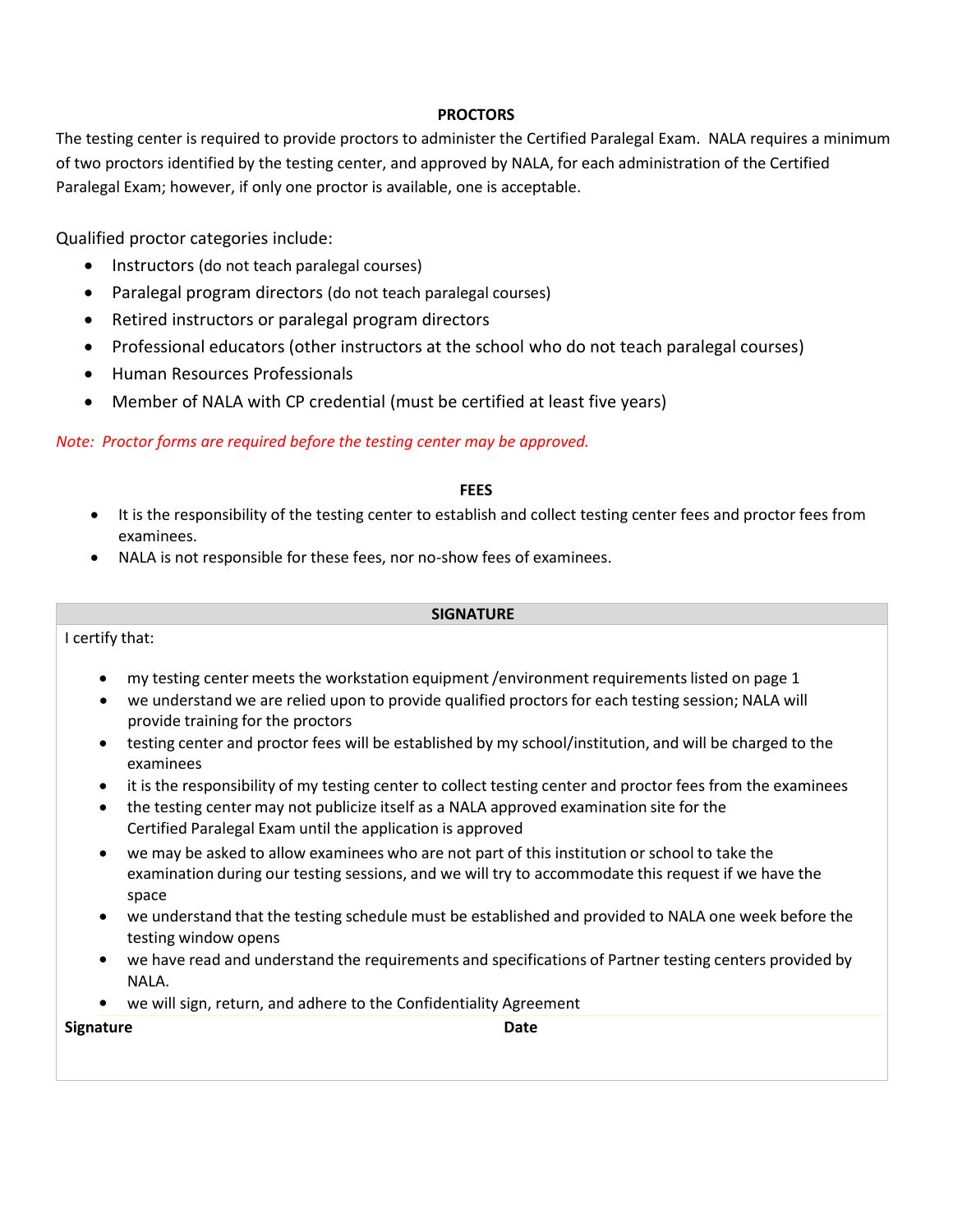## PROCTORS

The testing center is required to provide proctors to administer the Certified Paralegal Exam. NALA requires a minimum of two proctors identified by the testing center, and approved by NALA, for each administration of the Certified Paralegal Exam; however, if only one proctor is available, one is acceptable.

Qualified proctor categories include:

- Instructors (do not teach paralegal courses)
- Paralegal program directors (do not teach paralegal courses)
- Retired instructors or paralegal program directors
- Professional educators (other instructors at the school who do not teach paralegal courses)
- Human Resources Professionals
- Member of NALA with CP credential (must be certified at least five years)

*Note: Proctor forms are required before the testing center may be approved.*

## FEES

- It is the responsibility of the testing center to establish and collect testing center fees and proctor fees from examinees.
- NALA is not responsible for these fees, nor no-show fees of examinees.

## SIGNATURE

I certify that:

- my testing center meets the workstation equipment /environment requirements listed on page 1
- we understand we are relied upon to provide qualified proctors for each testing session; NALA will provide training for the proctors
- testing center and proctor fees will be established by my school/institution, and will be charged to the examinees
- it is the responsibility of my testing center to collect testing center and proctor fees from the examinees
- the testing center may not publicize itself as a NALA approved examination site for the Certified Paralegal Exam until the application is approved
- we may be asked to allow examinees who are not part of this institution or school to take the examination during our testing sessions, and we will try to accommodate this request if we have the space
- we understand that the testing schedule must be established and provided to NALA one week before the testing window opens
- we have read and understand the requirements and specifications of Partner testing centers provided by NALA.
- we will sign, return, and adhere to the Confidentiality Agreement

| Signature | Date |
|---|---|
| | |